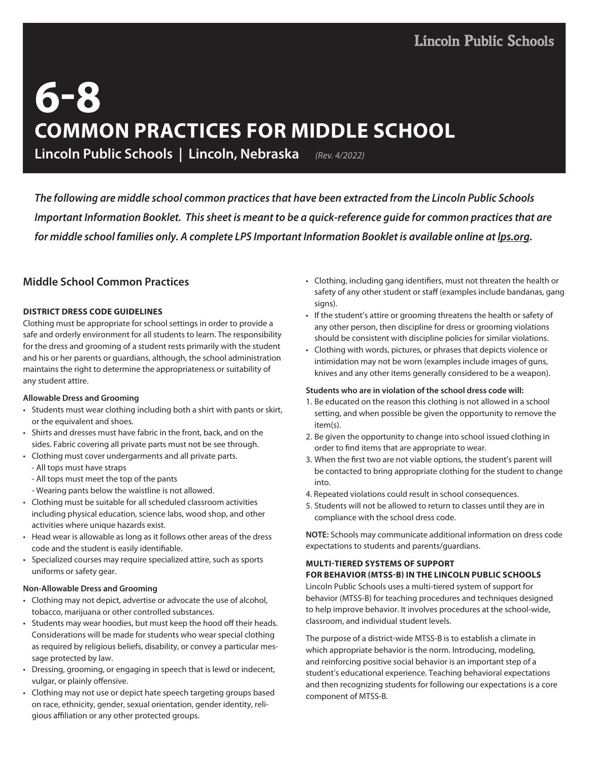Lincoln Public Schools

# 6-8
# COMMON PRACTICES FOR MIDDLE SCHOOL

**Lincoln Public Schools | Lincoln, Nebraska** *(Rev. 4/2022)*

***The following are middle school common practices that have been extracted from the Lincoln Public Schools Important Information Booklet. This sheet is meant to be a quick-reference guide for common practices that are for middle school families only. A complete LPS Important Information Booklet is available online at lps.org.***

## Middle School Common Practices

### DISTRICT DRESS CODE GUIDELINES

Clothing must be appropriate for school settings in order to provide a safe and orderly environment for all students to learn. The responsibility for the dress and grooming of a student rests primarily with the student and his or her parents or guardians, although, the school administration maintains the right to determine the appropriateness or suitability of any student attire.

**Allowable Dress and Grooming**

- Students must wear clothing including both a shirt with pants or skirt, or the equivalent and shoes.
- Shirts and dresses must have fabric in the front, back, and on the sides. Fabric covering all private parts must not be see through.
- Clothing must cover undergarments and all private parts.
  - All tops must have straps
  - All tops must meet the top of the pants
  - Wearing pants below the waistline is not allowed.
- Clothing must be suitable for all scheduled classroom activities including physical education, science labs, wood shop, and other activities where unique hazards exist.
- Head wear is allowable as long as it follows other areas of the dress code and the student is easily identifiable.
- Specialized courses may require specialized attire, such as sports uniforms or safety gear.

**Non-Allowable Dress and Grooming**

- Clothing may not depict, advertise or advocate the use of alcohol, tobacco, marijuana or other controlled substances.
- Students may wear hoodies, but must keep the hood off their heads. Considerations will be made for students who wear special clothing as required by religious beliefs, disability, or convey a particular message protected by law.
- Dressing, grooming, or engaging in speech that is lewd or indecent, vulgar, or plainly offensive.
- Clothing may not use or depict hate speech targeting groups based on race, ethnicity, gender, sexual orientation, gender identity, religious affiliation or any other protected groups.
- Clothing, including gang identifiers, must not threaten the health or safety of any other student or staff (examples include bandanas, gang signs).
- If the student's attire or grooming threatens the health or safety of any other person, then discipline for dress or grooming violations should be consistent with discipline policies for similar violations.
- Clothing with words, pictures, or phrases that depicts violence or intimidation may not be worn (examples include images of guns, knives and any other items generally considered to be a weapon).

**Students who are in violation of the school dress code will:**

1. Be educated on the reason this clothing is not allowed in a school setting, and when possible be given the opportunity to remove the item(s).
2. Be given the opportunity to change into school issued clothing in order to find items that are appropriate to wear.
3. When the first two are not viable options, the student's parent will be contacted to bring appropriate clothing for the student to change into.
4. Repeated violations could result in school consequences.
5. Students will not be allowed to return to classes until they are in compliance with the school dress code.

**NOTE:** Schools may communicate additional information on dress code expectations to students and parents/guardians.

### MULTI-TIERED SYSTEMS OF SUPPORT FOR BEHAVIOR (MTSS-B) IN THE LINCOLN PUBLIC SCHOOLS

Lincoln Public Schools uses a multi-tiered system of support for behavior (MTSS-B) for teaching procedures and techniques designed to help improve behavior. It involves procedures at the school-wide, classroom, and individual student levels.

The purpose of a district-wide MTSS-B is to establish a climate in which appropriate behavior is the norm. Introducing, modeling, and reinforcing positive social behavior is an important step of a student's educational experience. Teaching behavioral expectations and then recognizing students for following our expectations is a core component of MTSS-B.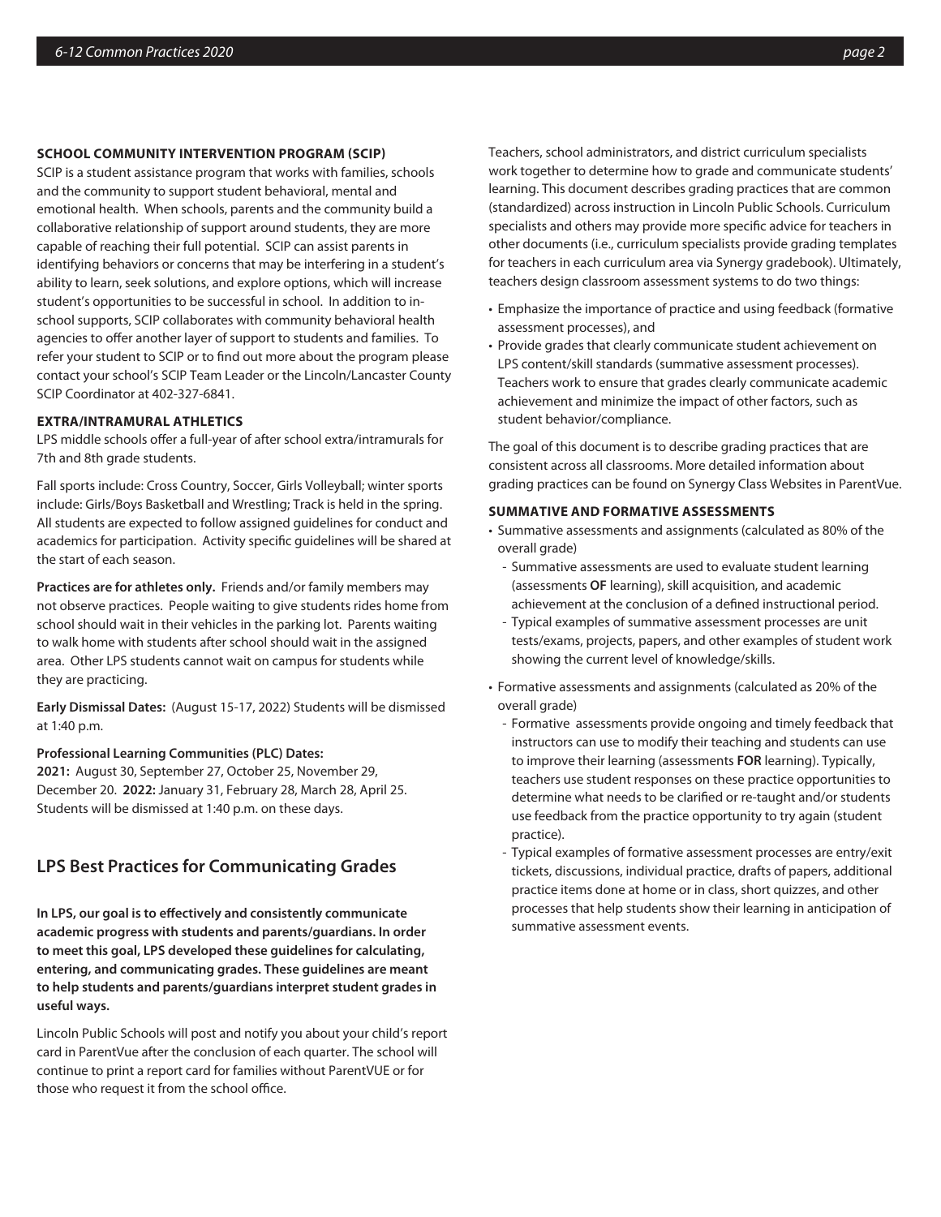### SCHOOL COMMUNITY INTERVENTION PROGRAM (SCIP)

SCIP is a student assistance program that works with families, schools and the community to support student behavioral, mental and emotional health. When schools, parents and the community build a collaborative relationship of support around students, they are more capable of reaching their full potential. SCIP can assist parents in identifying behaviors or concerns that may be interfering in a student's ability to learn, seek solutions, and explore options, which will increase student's opportunities to be successful in school. In addition to in-school supports, SCIP collaborates with community behavioral health agencies to offer another layer of support to students and families. To refer your student to SCIP or to find out more about the program please contact your school's SCIP Team Leader or the Lincoln/Lancaster County SCIP Coordinator at 402-327-6841.

### EXTRA/INTRAMURAL ATHLETICS

LPS middle schools offer a full-year of after school extra/intramurals for 7th and 8th grade students.

Fall sports include: Cross Country, Soccer, Girls Volleyball; winter sports include: Girls/Boys Basketball and Wrestling; Track is held in the spring. All students are expected to follow assigned guidelines for conduct and academics for participation. Activity specific guidelines will be shared at the start of each season.

**Practices are for athletes only.** Friends and/or family members may not observe practices. People waiting to give students rides home from school should wait in their vehicles in the parking lot. Parents waiting to walk home with students after school should wait in the assigned area. Other LPS students cannot wait on campus for students while they are practicing.

**Early Dismissal Dates:** (August 15-17, 2022) Students will be dismissed at 1:40 p.m.

**Professional Learning Communities (PLC) Dates:**
**2021:** August 30, September 27, October 25, November 29, December 20. **2022:** January 31, February 28, March 28, April 25. Students will be dismissed at 1:40 p.m. on these days.

## LPS Best Practices for Communicating Grades

**In LPS, our goal is to effectively and consistently communicate academic progress with students and parents/guardians. In order to meet this goal, LPS developed these guidelines for calculating, entering, and communicating grades. These guidelines are meant to help students and parents/guardians interpret student grades in useful ways.**

Lincoln Public Schools will post and notify you about your child's report card in ParentVue after the conclusion of each quarter. The school will continue to print a report card for families without ParentVUE or for those who request it from the school office.

Teachers, school administrators, and district curriculum specialists work together to determine how to grade and communicate students' learning. This document describes grading practices that are common (standardized) across instruction in Lincoln Public Schools. Curriculum specialists and others may provide more specific advice for teachers in other documents (i.e., curriculum specialists provide grading templates for teachers in each curriculum area via Synergy gradebook). Ultimately, teachers design classroom assessment systems to do two things:

- Emphasize the importance of practice and using feedback (formative assessment processes), and
- Provide grades that clearly communicate student achievement on LPS content/skill standards (summative assessment processes). Teachers work to ensure that grades clearly communicate academic achievement and minimize the impact of other factors, such as student behavior/compliance.

The goal of this document is to describe grading practices that are consistent across all classrooms. More detailed information about grading practices can be found on Synergy Class Websites in ParentVue.

### SUMMATIVE AND FORMATIVE ASSESSMENTS

- Summative assessments and assignments (calculated as 80% of the overall grade)
  - Summative assessments are used to evaluate student learning (assessments **OF** learning), skill acquisition, and academic achievement at the conclusion of a defined instructional period.
  - Typical examples of summative assessment processes are unit tests/exams, projects, papers, and other examples of student work showing the current level of knowledge/skills.
- Formative assessments and assignments (calculated as 20% of the overall grade)
  - Formative assessments provide ongoing and timely feedback that instructors can use to modify their teaching and students can use to improve their learning (assessments **FOR** learning). Typically, teachers use student responses on these practice opportunities to determine what needs to be clarified or re-taught and/or students use feedback from the practice opportunity to try again (student practice).
  - Typical examples of formative assessment processes are entry/exit tickets, discussions, individual practice, drafts of papers, additional practice items done at home or in class, short quizzes, and other processes that help students show their learning in anticipation of summative assessment events.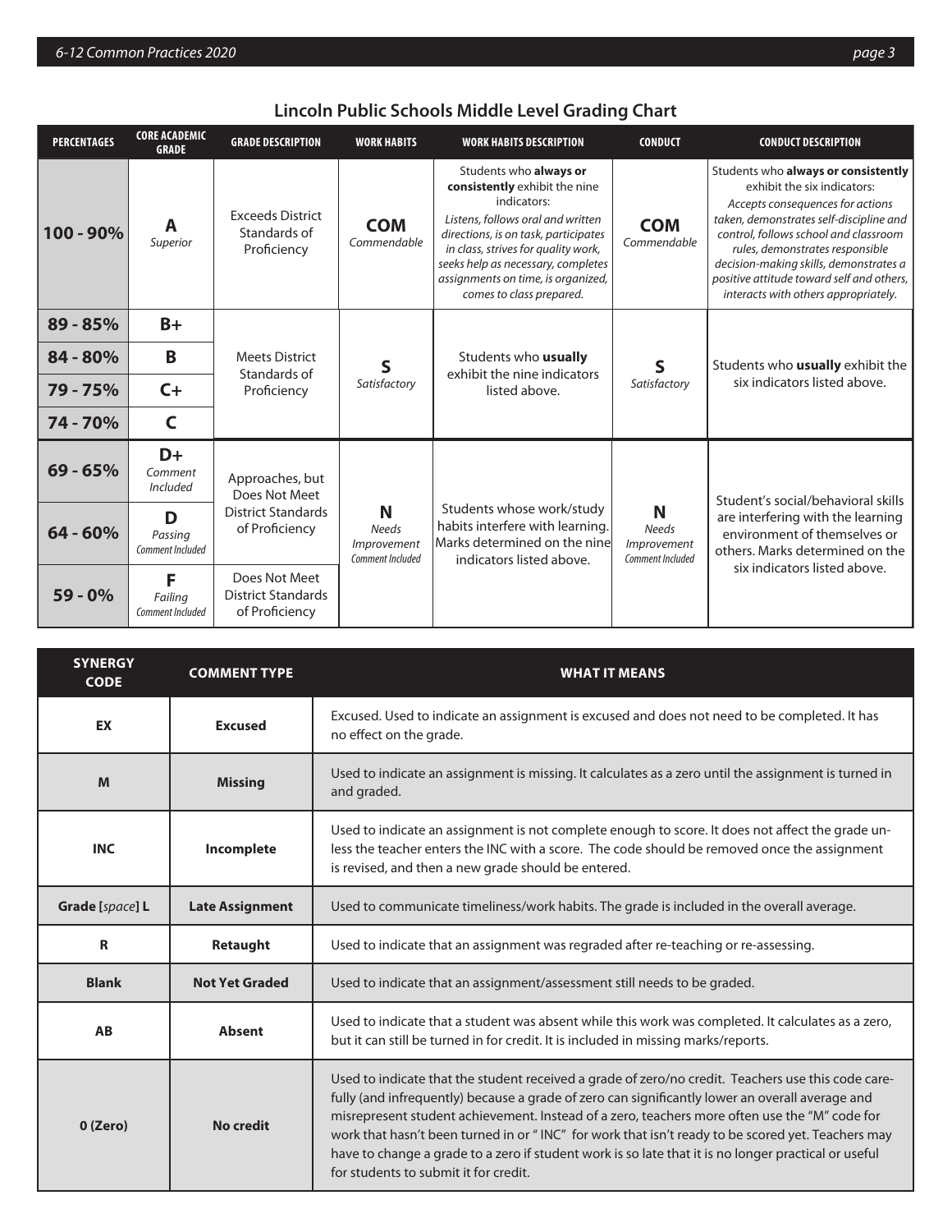## Lincoln Public Schools Middle Level Grading Chart

| PERCENTAGES | CORE ACADEMIC GRADE | GRADE DESCRIPTION | WORK HABITS | WORK HABITS DESCRIPTION | CONDUCT | CONDUCT DESCRIPTION |
|---|---|---|---|---|---|---|
| 100 - 90% | **A** *Superior* | Exceeds District Standards of Proficiency | **COM** *Commendable* | Students who **always or consistently** exhibit the nine indicators: *Listens, follows oral and written directions, is on task, participates in class, strives for quality work, seeks help as necessary, completes assignments on time, is organized, comes to class prepared.* | **COM** *Commendable* | Students who **always or consistently** exhibit the six indicators: *Accepts consequences for actions taken, demonstrates self-discipline and control, follows school and classroom rules, demonstrates responsible decision-making skills, demonstrates a positive attitude toward self and others, interacts with others appropriately.* |
| 89 - 85% | **B+** | Meets District Standards of Proficiency | **S** *Satisfactory* | Students who **usually** exhibit the nine indicators listed above. | **S** *Satisfactory* | Students who **usually** exhibit the six indicators listed above. |
| 84 - 80% | **B** | | | | | |
| 79 - 75% | **C+** | | | | | |
| 74 - 70% | **C** | | | | | |
| 69 - 65% | **D+** *Comment Included* | Approaches, but Does Not Meet District Standards of Proficiency | **N** *Needs Improvement* *Comment Included* | Students whose work/study habits interfere with learning. Marks determined on the nine indicators listed above. | **N** *Needs Improvement* *Comment Included* | Student's social/behavioral skills are interfering with the learning environment of themselves or others. Marks determined on the six indicators listed above. |
| 64 - 60% | **D** *Passing* *Comment Included* | | | | | |
| 59 - 0% | **F** *Failing* *Comment Included* | Does Not Meet District Standards of Proficiency | | | | |

| SYNERGY CODE | COMMENT TYPE | WHAT IT MEANS |
|---|---|---|
| **EX** | **Excused** | Excused. Used to indicate an assignment is excused and does not need to be completed. It has no effect on the grade. |
| **M** | **Missing** | Used to indicate an assignment is missing. It calculates as a zero until the assignment is turned in and graded. |
| **INC** | **Incomplete** | Used to indicate an assignment is not complete enough to score. It does not affect the grade unless the teacher enters the INC with a score. The code should be removed once the assignment is revised, and then a new grade should be entered. |
| **Grade [*space*] L** | **Late Assignment** | Used to communicate timeliness/work habits. The grade is included in the overall average. |
| **R** | **Retaught** | Used to indicate that an assignment was regraded after re-teaching or re-assessing. |
| **Blank** | **Not Yet Graded** | Used to indicate that an assignment/assessment still needs to be graded. |
| **AB** | **Absent** | Used to indicate that a student was absent while this work was completed. It calculates as a zero, but it can still be turned in for credit. It is included in missing marks/reports. |
| **0 (Zero)** | **No credit** | Used to indicate that the student received a grade of zero/no credit. Teachers use this code carefully (and infrequently) because a grade of zero can significantly lower an overall average and misrepresent student achievement. Instead of a zero, teachers more often use the "M" code for work that hasn't been turned in or " INC" for work that isn't ready to be scored yet. Teachers may have to change a grade to a zero if student work is so late that it is no longer practical or useful for students to submit it for credit. |